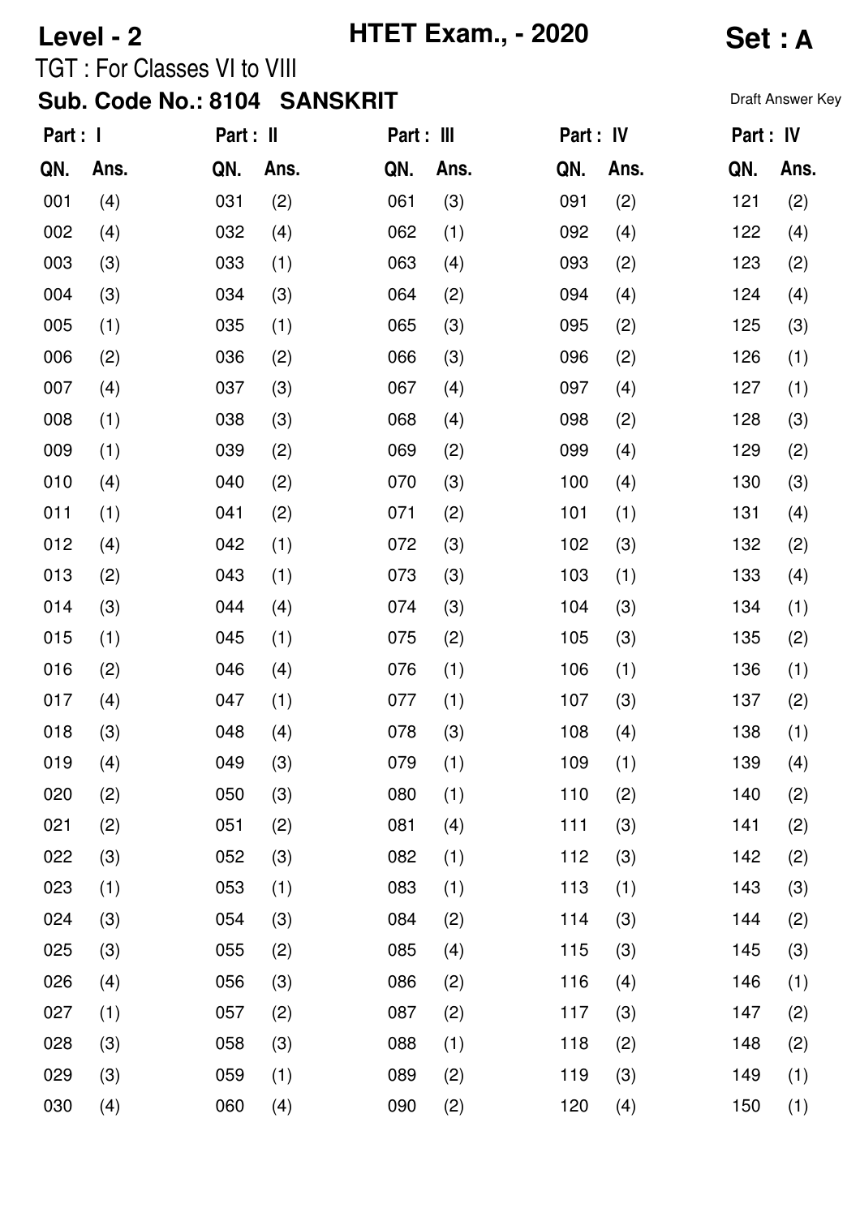**Level - 2** **HTET Exam., - 2020** **Set : A**

TGT : For Classes VI to VIII

**Sub. Code No.: 8104 SANSKRIT**

Draft Answer Key

| Part : I | | Part : II | | Part : III | | Part : IV | | Part : IV | |
|---|---|---|---|---|---|---|---|---|---|
| QN. | Ans. | QN. | Ans. | QN. | Ans. | QN. | Ans. | QN. | Ans. |
| 001 | (4) | 031 | (2) | 061 | (3) | 091 | (2) | 121 | (2) |
| 002 | (4) | 032 | (4) | 062 | (1) | 092 | (4) | 122 | (4) |
| 003 | (3) | 033 | (1) | 063 | (4) | 093 | (2) | 123 | (2) |
| 004 | (3) | 034 | (3) | 064 | (2) | 094 | (4) | 124 | (4) |
| 005 | (1) | 035 | (1) | 065 | (3) | 095 | (2) | 125 | (3) |
| 006 | (2) | 036 | (2) | 066 | (3) | 096 | (2) | 126 | (1) |
| 007 | (4) | 037 | (3) | 067 | (4) | 097 | (4) | 127 | (1) |
| 008 | (1) | 038 | (3) | 068 | (4) | 098 | (2) | 128 | (3) |
| 009 | (1) | 039 | (2) | 069 | (2) | 099 | (4) | 129 | (2) |
| 010 | (4) | 040 | (2) | 070 | (3) | 100 | (4) | 130 | (3) |
| 011 | (1) | 041 | (2) | 071 | (2) | 101 | (1) | 131 | (4) |
| 012 | (4) | 042 | (1) | 072 | (3) | 102 | (3) | 132 | (2) |
| 013 | (2) | 043 | (1) | 073 | (3) | 103 | (1) | 133 | (4) |
| 014 | (3) | 044 | (4) | 074 | (3) | 104 | (3) | 134 | (1) |
| 015 | (1) | 045 | (1) | 075 | (2) | 105 | (3) | 135 | (2) |
| 016 | (2) | 046 | (4) | 076 | (1) | 106 | (1) | 136 | (1) |
| 017 | (4) | 047 | (1) | 077 | (1) | 107 | (3) | 137 | (2) |
| 018 | (3) | 048 | (4) | 078 | (3) | 108 | (4) | 138 | (1) |
| 019 | (4) | 049 | (3) | 079 | (1) | 109 | (1) | 139 | (4) |
| 020 | (2) | 050 | (3) | 080 | (1) | 110 | (2) | 140 | (2) |
| 021 | (2) | 051 | (2) | 081 | (4) | 111 | (3) | 141 | (2) |
| 022 | (3) | 052 | (3) | 082 | (1) | 112 | (3) | 142 | (2) |
| 023 | (1) | 053 | (1) | 083 | (1) | 113 | (1) | 143 | (3) |
| 024 | (3) | 054 | (3) | 084 | (2) | 114 | (3) | 144 | (2) |
| 025 | (3) | 055 | (2) | 085 | (4) | 115 | (3) | 145 | (3) |
| 026 | (4) | 056 | (3) | 086 | (2) | 116 | (4) | 146 | (1) |
| 027 | (1) | 057 | (2) | 087 | (2) | 117 | (3) | 147 | (2) |
| 028 | (3) | 058 | (3) | 088 | (1) | 118 | (2) | 148 | (2) |
| 029 | (3) | 059 | (1) | 089 | (2) | 119 | (3) | 149 | (1) |
| 030 | (4) | 060 | (4) | 090 | (2) | 120 | (4) | 150 | (1) |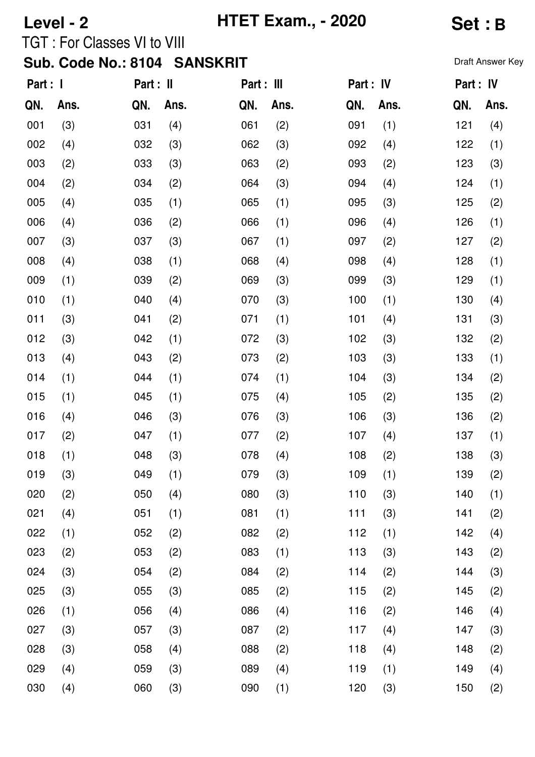**Level - 2** **HTET Exam., - 2020** **Set : B**

TGT : For Classes VI to VIII

**Sub. Code No.: 8104 SANSKRIT**

Draft Answer Key

| Part : I | | Part : II | | Part : III | | Part : IV | | Part : IV | |
|---|---|---|---|---|---|---|---|---|---|
| QN. | Ans. | QN. | Ans. | QN. | Ans. | QN. | Ans. | QN. | Ans. |
| 001 | (3) | 031 | (4) | 061 | (2) | 091 | (1) | 121 | (4) |
| 002 | (4) | 032 | (3) | 062 | (3) | 092 | (4) | 122 | (1) |
| 003 | (2) | 033 | (3) | 063 | (2) | 093 | (2) | 123 | (3) |
| 004 | (2) | 034 | (2) | 064 | (3) | 094 | (4) | 124 | (1) |
| 005 | (4) | 035 | (1) | 065 | (1) | 095 | (3) | 125 | (2) |
| 006 | (4) | 036 | (2) | 066 | (1) | 096 | (4) | 126 | (1) |
| 007 | (3) | 037 | (3) | 067 | (1) | 097 | (2) | 127 | (2) |
| 008 | (4) | 038 | (1) | 068 | (4) | 098 | (4) | 128 | (1) |
| 009 | (1) | 039 | (2) | 069 | (3) | 099 | (3) | 129 | (1) |
| 010 | (1) | 040 | (4) | 070 | (3) | 100 | (1) | 130 | (4) |
| 011 | (3) | 041 | (2) | 071 | (1) | 101 | (4) | 131 | (3) |
| 012 | (3) | 042 | (1) | 072 | (3) | 102 | (3) | 132 | (2) |
| 013 | (4) | 043 | (2) | 073 | (2) | 103 | (3) | 133 | (1) |
| 014 | (1) | 044 | (1) | 074 | (1) | 104 | (3) | 134 | (2) |
| 015 | (1) | 045 | (1) | 075 | (4) | 105 | (2) | 135 | (2) |
| 016 | (4) | 046 | (3) | 076 | (3) | 106 | (3) | 136 | (2) |
| 017 | (2) | 047 | (1) | 077 | (2) | 107 | (4) | 137 | (1) |
| 018 | (1) | 048 | (3) | 078 | (4) | 108 | (2) | 138 | (3) |
| 019 | (3) | 049 | (1) | 079 | (3) | 109 | (1) | 139 | (2) |
| 020 | (2) | 050 | (4) | 080 | (3) | 110 | (3) | 140 | (1) |
| 021 | (4) | 051 | (1) | 081 | (1) | 111 | (3) | 141 | (2) |
| 022 | (1) | 052 | (2) | 082 | (2) | 112 | (1) | 142 | (4) |
| 023 | (2) | 053 | (2) | 083 | (1) | 113 | (3) | 143 | (2) |
| 024 | (3) | 054 | (2) | 084 | (2) | 114 | (2) | 144 | (3) |
| 025 | (3) | 055 | (3) | 085 | (2) | 115 | (2) | 145 | (2) |
| 026 | (1) | 056 | (4) | 086 | (4) | 116 | (2) | 146 | (4) |
| 027 | (3) | 057 | (3) | 087 | (2) | 117 | (4) | 147 | (3) |
| 028 | (3) | 058 | (4) | 088 | (2) | 118 | (4) | 148 | (2) |
| 029 | (4) | 059 | (3) | 089 | (4) | 119 | (1) | 149 | (4) |
| 030 | (4) | 060 | (3) | 090 | (1) | 120 | (3) | 150 | (2) |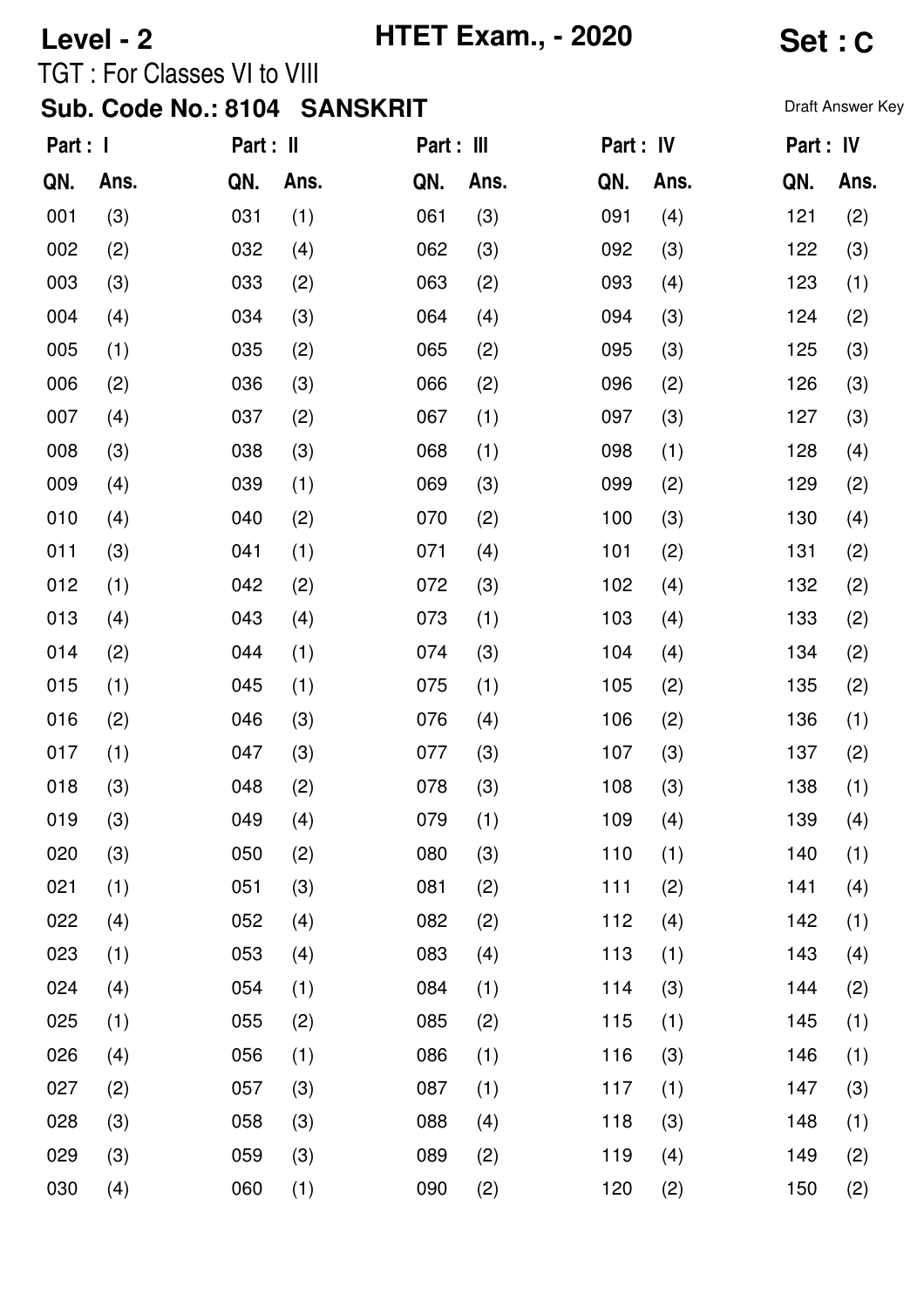**Level - 2** **HTET Exam., - 2020** **Set : C**

TGT : For Classes VI to VIII

**Sub. Code No.: 8104 SANSKRIT**

Draft Answer Key

| Part : I | | Part : II | | Part : III | | Part : IV | | Part : IV | |
|---|---|---|---|---|---|---|---|---|---|
| QN. | Ans. | QN. | Ans. | QN. | Ans. | QN. | Ans. | QN. | Ans. |
| 001 | (3) | 031 | (1) | 061 | (3) | 091 | (4) | 121 | (2) |
| 002 | (2) | 032 | (4) | 062 | (3) | 092 | (3) | 122 | (3) |
| 003 | (3) | 033 | (2) | 063 | (2) | 093 | (4) | 123 | (1) |
| 004 | (4) | 034 | (3) | 064 | (4) | 094 | (3) | 124 | (2) |
| 005 | (1) | 035 | (2) | 065 | (2) | 095 | (3) | 125 | (3) |
| 006 | (2) | 036 | (3) | 066 | (2) | 096 | (2) | 126 | (3) |
| 007 | (4) | 037 | (2) | 067 | (1) | 097 | (3) | 127 | (3) |
| 008 | (3) | 038 | (3) | 068 | (1) | 098 | (1) | 128 | (4) |
| 009 | (4) | 039 | (1) | 069 | (3) | 099 | (2) | 129 | (2) |
| 010 | (4) | 040 | (2) | 070 | (2) | 100 | (3) | 130 | (4) |
| 011 | (3) | 041 | (1) | 071 | (4) | 101 | (2) | 131 | (2) |
| 012 | (1) | 042 | (2) | 072 | (3) | 102 | (4) | 132 | (2) |
| 013 | (4) | 043 | (4) | 073 | (1) | 103 | (4) | 133 | (2) |
| 014 | (2) | 044 | (1) | 074 | (3) | 104 | (4) | 134 | (2) |
| 015 | (1) | 045 | (1) | 075 | (1) | 105 | (2) | 135 | (2) |
| 016 | (2) | 046 | (3) | 076 | (4) | 106 | (2) | 136 | (1) |
| 017 | (1) | 047 | (3) | 077 | (3) | 107 | (3) | 137 | (2) |
| 018 | (3) | 048 | (2) | 078 | (3) | 108 | (3) | 138 | (1) |
| 019 | (3) | 049 | (4) | 079 | (1) | 109 | (4) | 139 | (4) |
| 020 | (3) | 050 | (2) | 080 | (3) | 110 | (1) | 140 | (1) |
| 021 | (1) | 051 | (3) | 081 | (2) | 111 | (2) | 141 | (4) |
| 022 | (4) | 052 | (4) | 082 | (2) | 112 | (4) | 142 | (1) |
| 023 | (1) | 053 | (4) | 083 | (4) | 113 | (1) | 143 | (4) |
| 024 | (4) | 054 | (1) | 084 | (1) | 114 | (3) | 144 | (2) |
| 025 | (1) | 055 | (2) | 085 | (2) | 115 | (1) | 145 | (1) |
| 026 | (4) | 056 | (1) | 086 | (1) | 116 | (3) | 146 | (1) |
| 027 | (2) | 057 | (3) | 087 | (1) | 117 | (1) | 147 | (3) |
| 028 | (3) | 058 | (3) | 088 | (4) | 118 | (3) | 148 | (1) |
| 029 | (3) | 059 | (3) | 089 | (2) | 119 | (4) | 149 | (2) |
| 030 | (4) | 060 | (1) | 090 | (2) | 120 | (2) | 150 | (2) |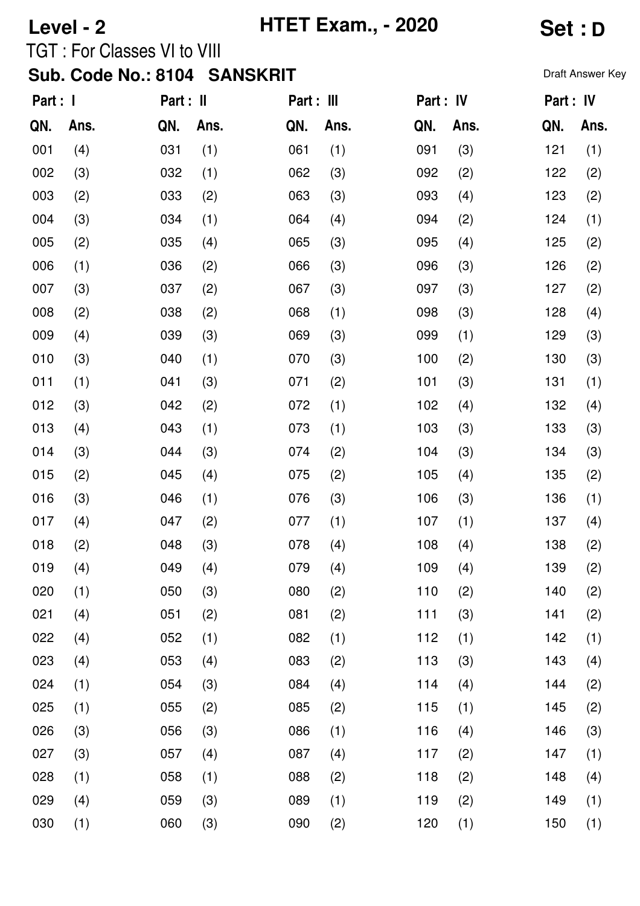**Level - 2** **HTET Exam., - 2020** **Set : D**

TGT : For Classes VI to VIII

**Sub. Code No.: 8104 SANSKRIT**

Draft Answer Key

| Part : I | | Part : II | | Part : III | | Part : IV | | Part : IV | |
|---|---|---|---|---|---|---|---|---|---|
| QN. | Ans. | QN. | Ans. | QN. | Ans. | QN. | Ans. | QN. | Ans. |
| 001 | (4) | 031 | (1) | 061 | (1) | 091 | (3) | 121 | (1) |
| 002 | (3) | 032 | (1) | 062 | (3) | 092 | (2) | 122 | (2) |
| 003 | (2) | 033 | (2) | 063 | (3) | 093 | (4) | 123 | (2) |
| 004 | (3) | 034 | (1) | 064 | (4) | 094 | (2) | 124 | (1) |
| 005 | (2) | 035 | (4) | 065 | (3) | 095 | (4) | 125 | (2) |
| 006 | (1) | 036 | (2) | 066 | (3) | 096 | (3) | 126 | (2) |
| 007 | (3) | 037 | (2) | 067 | (3) | 097 | (3) | 127 | (2) |
| 008 | (2) | 038 | (2) | 068 | (1) | 098 | (3) | 128 | (4) |
| 009 | (4) | 039 | (3) | 069 | (3) | 099 | (1) | 129 | (3) |
| 010 | (3) | 040 | (1) | 070 | (3) | 100 | (2) | 130 | (3) |
| 011 | (1) | 041 | (3) | 071 | (2) | 101 | (3) | 131 | (1) |
| 012 | (3) | 042 | (2) | 072 | (1) | 102 | (4) | 132 | (4) |
| 013 | (4) | 043 | (1) | 073 | (1) | 103 | (3) | 133 | (3) |
| 014 | (3) | 044 | (3) | 074 | (2) | 104 | (3) | 134 | (3) |
| 015 | (2) | 045 | (4) | 075 | (2) | 105 | (4) | 135 | (2) |
| 016 | (3) | 046 | (1) | 076 | (3) | 106 | (3) | 136 | (1) |
| 017 | (4) | 047 | (2) | 077 | (1) | 107 | (1) | 137 | (4) |
| 018 | (2) | 048 | (3) | 078 | (4) | 108 | (4) | 138 | (2) |
| 019 | (4) | 049 | (4) | 079 | (4) | 109 | (4) | 139 | (2) |
| 020 | (1) | 050 | (3) | 080 | (2) | 110 | (2) | 140 | (2) |
| 021 | (4) | 051 | (2) | 081 | (2) | 111 | (3) | 141 | (2) |
| 022 | (4) | 052 | (1) | 082 | (1) | 112 | (1) | 142 | (1) |
| 023 | (4) | 053 | (4) | 083 | (2) | 113 | (3) | 143 | (4) |
| 024 | (1) | 054 | (3) | 084 | (4) | 114 | (4) | 144 | (2) |
| 025 | (1) | 055 | (2) | 085 | (2) | 115 | (1) | 145 | (2) |
| 026 | (3) | 056 | (3) | 086 | (1) | 116 | (4) | 146 | (3) |
| 027 | (3) | 057 | (4) | 087 | (4) | 117 | (2) | 147 | (1) |
| 028 | (1) | 058 | (1) | 088 | (2) | 118 | (2) | 148 | (4) |
| 029 | (4) | 059 | (3) | 089 | (1) | 119 | (2) | 149 | (1) |
| 030 | (1) | 060 | (3) | 090 | (2) | 120 | (1) | 150 | (1) |